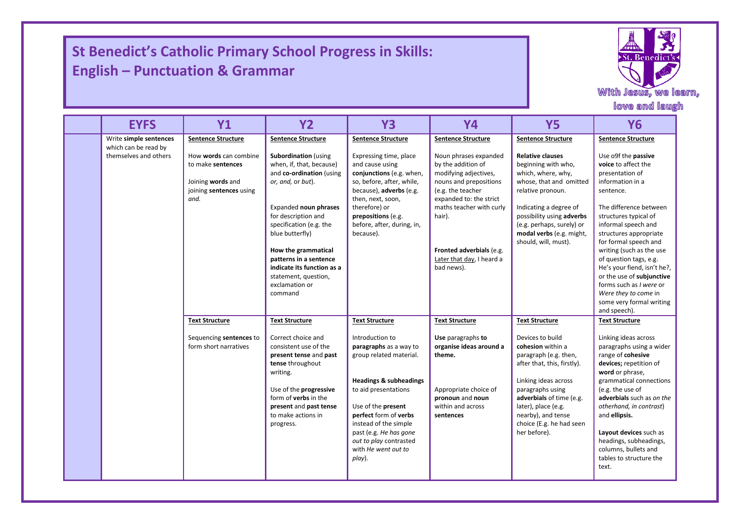# St Benedict's Catholic Primary School Progress in Skills: English – Punctuation & Grammar

With Jesus, we learn, love and laugh

| | EYFS | Y1 | Y2 | Y3 | Y4 | Y5 | Y6 |
|---|---|---|---|---|---|---|---|
| | Write **simple sentences** which can be read by themselves and others | Sentence Structure<br><br>How **words** can combine to make **sentences**<br><br>Joining **words** and joining **sentences** using *and.* | Sentence Structure<br><br>**Subordination** (using when, if, that, because) and **co-ordination** (using *or, and,* or *but*).<br><br>Expanded **noun phrases** for description and specification (e.g. the blue butterfly)<br><br>**How the grammatical patterns in a sentence indicate its function as a** statement, question, exclamation or command | Sentence Structure<br><br>Expressing time, place and cause using **conjunctions** (e.g. when, so, before, after, while, because), **adverbs** (e.g. then, next, soon, therefore) or **prepositions** (e.g. before, after, during, in, because). | Sentence Structure<br><br>Noun phrases expanded by the addition of modifying adjectives, nouns and prepositions (e.g. the teacher expanded to: the strict maths teacher with curly hair).<br><br>**Fronted adverbials** (e.g. Later that day, I heard a bad news). | Sentence Structure<br><br>**Relative clauses** beginning with who, which, where, why, whose, that and omitted relative pronoun.<br><br>Indicating a degree of possibility using **adverbs** (e.g. perhaps, surely) or **modal verbs** (e.g. might, should, will, must). | Sentence Structure<br><br>Use o9f the **passive voice** to affect the presentation of information in a sentence.<br><br>The difference between structures typical of informal speech and structures appropriate for formal speech and writing (such as the use of question tags, e.g. He's your fiend, isn't he?, or the use of **subjunctive** forms such as *I were* or *Were they to come* in some very formal writing and speech). |
| | | Text Structure<br><br>Sequencing **sentences** to form short narratives | Text Structure<br><br>Correct choice and consistent use of the **present tense** and **past tense** throughout writing.<br><br>Use of the **progressive** form of **verbs** in the **present** and **past tense** to make actions in progress. | Text Structure<br><br>Introduction to **paragraphs** as a way to group related material.<br><br>**Headings & subheadings** to aid presentations<br><br>Use of the **present perfect** form of **verbs** instead of the simple past (e.g. *He has gone out to play* contrasted with *He went out to play*). | Text Structure<br><br>**Use** paragraphs **to organise ideas around a theme.**<br><br>Appropriate choice of **pronoun** and **noun** within and across **sentences** | Text Structure<br><br>Devices to build **cohesion** within a paragraph (e.g. then, after that, this, firstly).<br><br>Linking ideas across paragraphs using **adverbials** of time (e.g. later), place (e.g. nearby), and tense choice (E.g. he had seen her before). | Text Structure<br><br>Linking ideas across paragraphs using a wider range of **cohesive devices;** repetition of **word** or phrase, grammatical connections (e.g. the use of **adverbials** such as *on the otherhand, in contrast*) and **ellipsis.**<br><br>**Layout devices** such as headings, subheadings, columns, bullets and tables to structure the text. |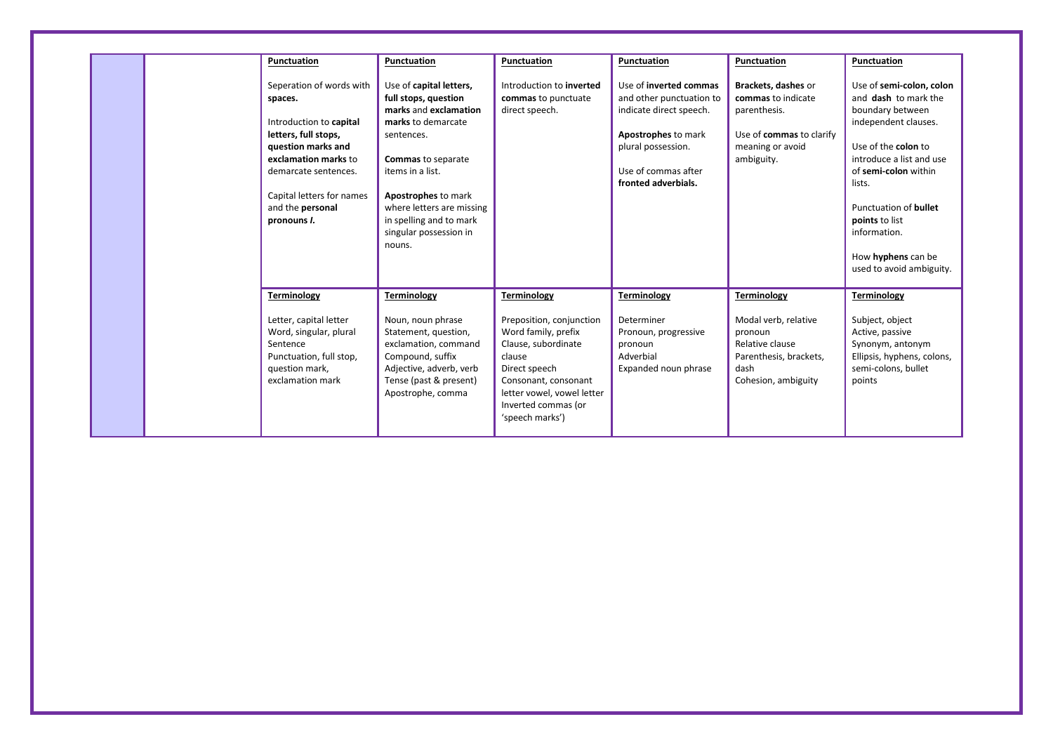| | | | | | | | |
|---|---|---|---|---|---|---|---|
| | | **Punctuation**<br><br>Seperation of words with **spaces.**<br><br>Introduction to **capital letters, full stops, question marks and exclamation marks** to demarcate sentences.<br><br>Capital letters for names and the **personal pronouns *I*.** | **Punctuation**<br><br>Use of **capital letters, full stops, question marks** and **exclamation marks** to demarcate sentences.<br><br>**Commas** to separate items in a list.<br><br>**Apostrophes** to mark where letters are missing in spelling and to mark singular possession in nouns. | **Punctuation**<br><br>Introduction to **inverted commas** to punctuate direct speech. | **Punctuation**<br><br>Use of **inverted commas** and other punctuation to indicate direct speech.<br><br>**Apostrophes** to mark plural possession.<br><br>Use of commas after **fronted adverbials.** | **Punctuation**<br><br>**Brackets, dashes** or **commas** to indicate parenthesis.<br><br>Use of **commas** to clarify meaning or avoid ambiguity. | **Punctuation**<br><br>Use of **semi-colon, colon** and **dash** to mark the boundary between independent clauses.<br><br>Use of the **colon** to introduce a list and use of **semi-colon** within lists.<br><br>Punctuation of **bullet points** to list information.<br><br>How **hyphens** can be used to avoid ambiguity. |
| | | **Terminology**<br><br>Letter, capital letter<br>Word, singular, plural<br>Sentence<br>Punctuation, full stop, question mark, exclamation mark | **Terminology**<br><br>Noun, noun phrase<br>Statement, question, exclamation, command<br>Compound, suffix<br>Adjective, adverb, verb<br>Tense (past & present)<br>Apostrophe, comma | **Terminology**<br><br>Preposition, conjunction<br>Word family, prefix<br>Clause, subordinate clause<br>Direct speech<br>Consonant, consonant letter vowel, vowel letter<br>Inverted commas (or 'speech marks') | **Terminology**<br><br>Determiner<br>Pronoun, progressive pronoun<br>Adverbial<br>Expanded noun phrase | **Terminology**<br><br>Modal verb, relative pronoun<br>Relative clause<br>Parenthesis, brackets, dash<br>Cohesion, ambiguity | **Terminology**<br><br>Subject, object<br>Active, passive<br>Synonym, antonym<br>Ellipsis, hyphens, colons, semi-colons, bullet points |